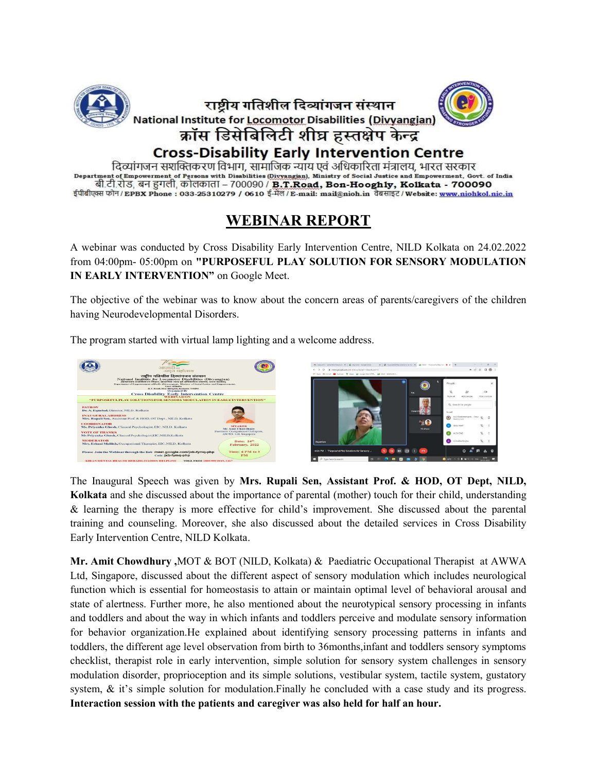राष्ट्रीय गतिशील दिव्यांगजन संस्थान

National Institute for Locomotor Disabilities (Divyangjan)

क्रॉस डिसेबिलिटी शीघ्र हस्तक्षेप केन्द्र

**Cross-Disability Early Intervention Centre**

दिव्यांगजन सशक्तिकरण विभाग, सामाजिक न्याय एवं अधिकारिता मंत्रालय, भारत सरकार

Department of Empowerment of Persons with Disabilities (Divyangjan), Ministry of Social Justice and Empowerment, Govt. of India

बी.टी.रोड, बन हुगली, कोलकाता – 700090 / **B.T.Road, Bon-Hooghly, Kolkata - 700090**

ईपीबीएक्स फोन / EPBX Phone : 033-25310279 / 0610 ई-मेल / E-mail: mail@nioh.in वेबसाइट / Website: www.niohkol.nic.in

# WEBINAR REPORT

A webinar was conducted by Cross Disability Early Intervention Centre, NILD Kolkata on 24.02.2022 from 04:00pm- 05:00pm on **"PURPOSEFUL PLAY SOLUTION FOR SENSORY MODULATION IN EARLY INTERVENTION"** on Google Meet.

The objective of the webinar was to know about the concern areas of parents/caregivers of the children having Neurodevelopmental Disorders.

The program started with virtual lamp lighting and a welcome address.

The Inaugural Speech was given by **Mrs. Rupali Sen, Assistant Prof. & HOD, OT Dept, NILD, Kolkata** and she discussed about the importance of parental (mother) touch for their child, understanding & learning the therapy is more effective for child's improvement. She discussed about the parental training and counseling. Moreover, she also discussed about the detailed services in Cross Disability Early Intervention Centre, NILD Kolkata.

**Mr. Amit Chowdhury ,**MOT & BOT (NILD, Kolkata) & Paediatric Occupational Therapist at AWWA Ltd, Singapore, discussed about the different aspect of sensory modulation which includes neurological function which is essential for homeostasis to attain or maintain optimal level of behavioral arousal and state of alertness. Further more, he also mentioned about the neurotypical sensory processing in infants and toddlers and about the way in which infants and toddlers perceive and modulate sensory information for behavior organization.He explained about identifying sensory processing patterns in infants and toddlers, the different age level observation from birth to 36months,infant and toddlers sensory symptoms checklist, therapist role in early intervention, simple solution for sensory system challenges in sensory modulation disorder, proprioception and its simple solutions, vestibular system, tactile system, gustatory system, & it's simple solution for modulation.Finally he concluded with a case study and its progress. **Interaction session with the patients and caregiver was also held for half an hour.**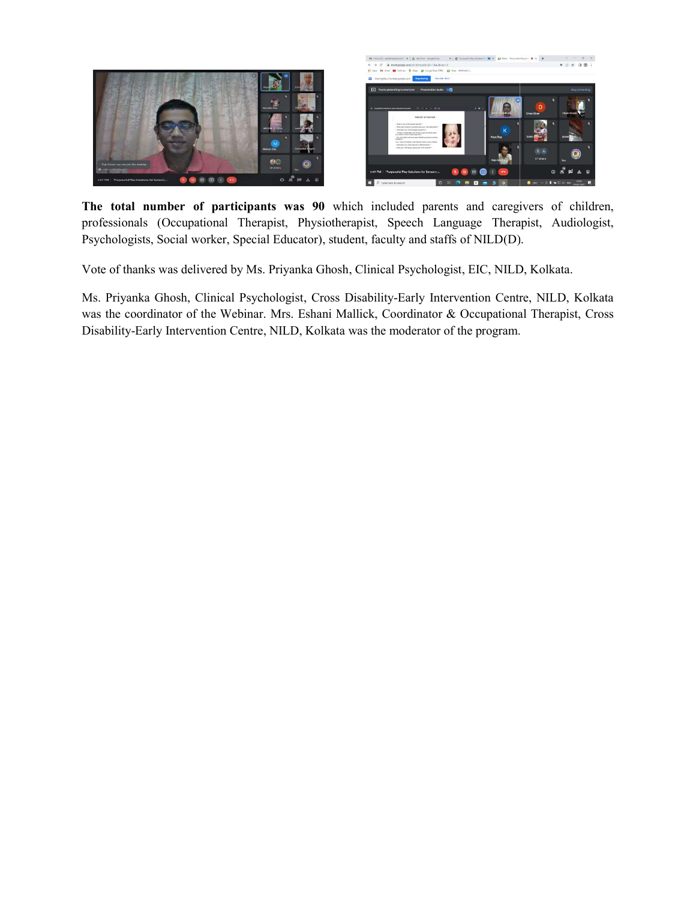**The total number of participants was 90** which included parents and caregivers of children, professionals (Occupational Therapist, Physiotherapist, Speech Language Therapist, Audiologist, Psychologists, Social worker, Special Educator), student, faculty and staffs of NILD(D).

Vote of thanks was delivered by Ms. Priyanka Ghosh, Clinical Psychologist, EIC, NILD, Kolkata.

Ms. Priyanka Ghosh, Clinical Psychologist, Cross Disability-Early Intervention Centre, NILD, Kolkata was the coordinator of the Webinar. Mrs. Eshani Mallick, Coordinator & Occupational Therapist, Cross Disability-Early Intervention Centre, NILD, Kolkata was the moderator of the program.